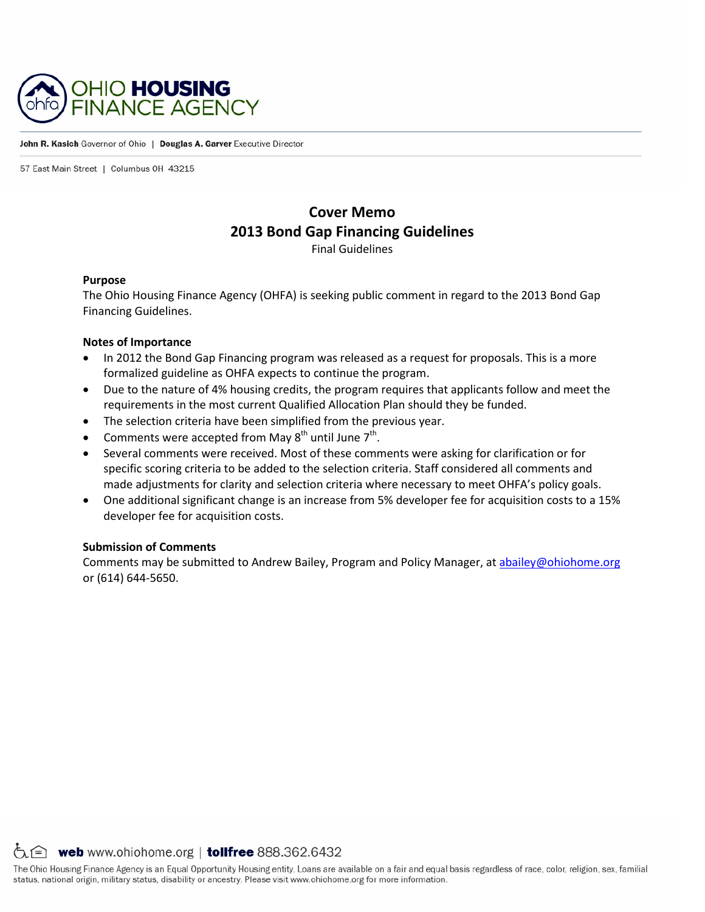# OHIO HOUSING FINANCE AGENCY

**John R. Kasich** Governor of Ohio | **Douglas A. Garver** Executive Director

57 East Main Street | Columbus OH 43215

## Cover Memo
## 2013 Bond Gap Financing Guidelines

Final Guidelines

**Purpose**

The Ohio Housing Finance Agency (OHFA) is seeking public comment in regard to the 2013 Bond Gap Financing Guidelines.

**Notes of Importance**

- In 2012 the Bond Gap Financing program was released as a request for proposals. This is a more formalized guideline as OHFA expects to continue the program.
- Due to the nature of 4% housing credits, the program requires that applicants follow and meet the requirements in the most current Qualified Allocation Plan should they be funded.
- The selection criteria have been simplified from the previous year.
- Comments were accepted from May 8th until June 7th.
- Several comments were received. Most of these comments were asking for clarification or for specific scoring criteria to be added to the selection criteria. Staff considered all comments and made adjustments for clarity and selection criteria where necessary to meet OHFA's policy goals.
- One additional significant change is an increase from 5% developer fee for acquisition costs to a 15% developer fee for acquisition costs.

**Submission of Comments**

Comments may be submitted to Andrew Bailey, Program and Policy Manager, at abailey@ohiohome.org or (614) 644-5650.

**web** www.ohiohome.org | **tollfree** 888.362.6432

The Ohio Housing Finance Agency is an Equal Opportunity Housing entity. Loans are available on a fair and equal basis regardless of race, color, religion, sex, familial status, national origin, military status, disability or ancestry. Please visit www.ohiohome.org for more information.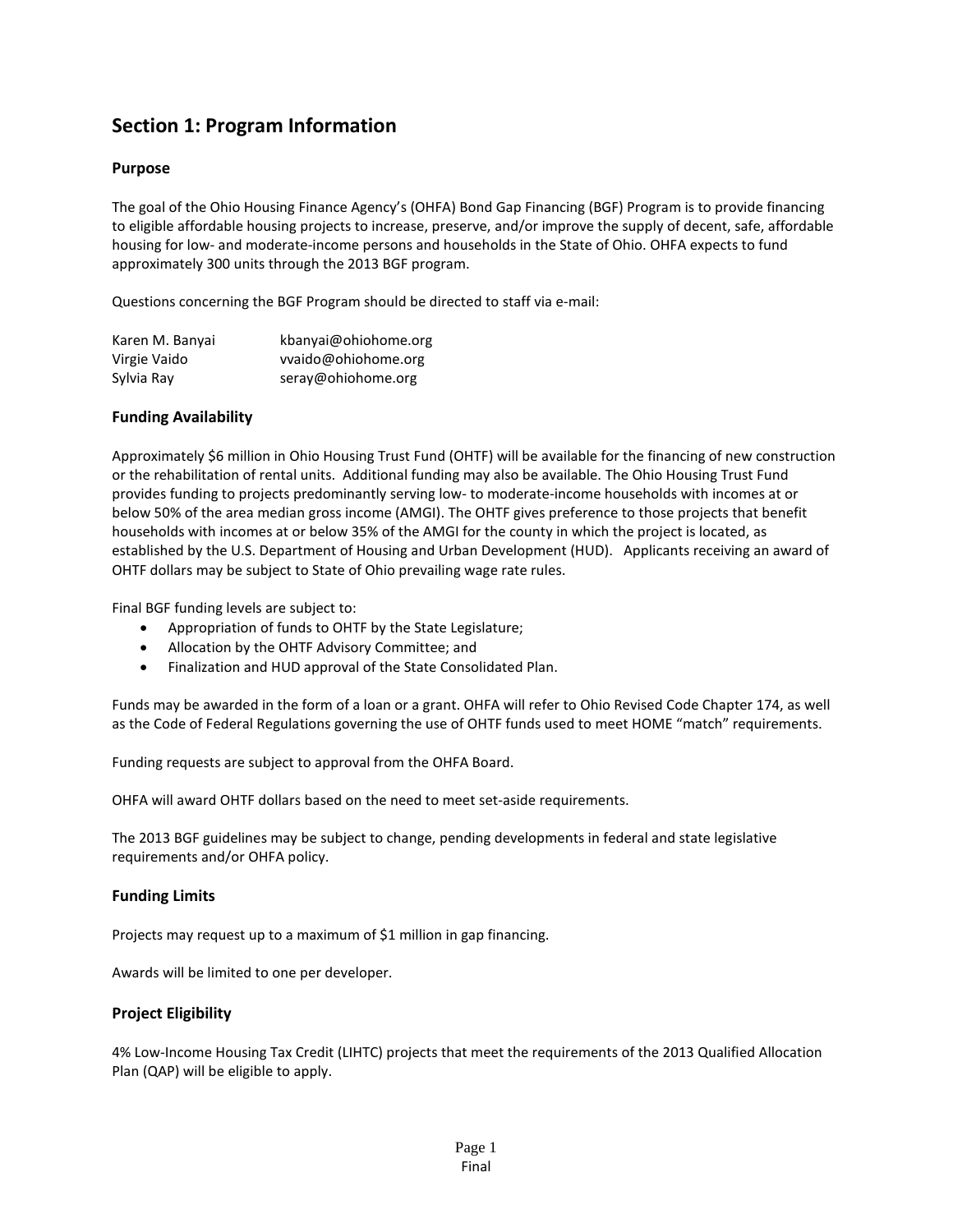## Section 1: Program Information

### Purpose

The goal of the Ohio Housing Finance Agency's (OHFA) Bond Gap Financing (BGF) Program is to provide financing to eligible affordable housing projects to increase, preserve, and/or improve the supply of decent, safe, affordable housing for low- and moderate-income persons and households in the State of Ohio. OHFA expects to fund approximately 300 units through the 2013 BGF program.

Questions concerning the BGF Program should be directed to staff via e-mail:

| | |
|---|---|
| Karen M. Banyai | kbanyai@ohiohome.org |
| Virgie Vaido | vvaido@ohiohome.org |
| Sylvia Ray | seray@ohiohome.org |

### Funding Availability

Approximately $6 million in Ohio Housing Trust Fund (OHTF) will be available for the financing of new construction or the rehabilitation of rental units. Additional funding may also be available. The Ohio Housing Trust Fund provides funding to projects predominantly serving low- to moderate-income households with incomes at or below 50% of the area median gross income (AMGI). The OHTF gives preference to those projects that benefit households with incomes at or below 35% of the AMGI for the county in which the project is located, as established by the U.S. Department of Housing and Urban Development (HUD). Applicants receiving an award of OHTF dollars may be subject to State of Ohio prevailing wage rate rules.

Final BGF funding levels are subject to:

- Appropriation of funds to OHTF by the State Legislature;
- Allocation by the OHTF Advisory Committee; and
- Finalization and HUD approval of the State Consolidated Plan.

Funds may be awarded in the form of a loan or a grant. OHFA will refer to Ohio Revised Code Chapter 174, as well as the Code of Federal Regulations governing the use of OHTF funds used to meet HOME "match" requirements.

Funding requests are subject to approval from the OHFA Board.

OHFA will award OHTF dollars based on the need to meet set-aside requirements.

The 2013 BGF guidelines may be subject to change, pending developments in federal and state legislative requirements and/or OHFA policy.

### Funding Limits

Projects may request up to a maximum of $1 million in gap financing.

Awards will be limited to one per developer.

### Project Eligibility

4% Low-Income Housing Tax Credit (LIHTC) projects that meet the requirements of the 2013 Qualified Allocation Plan (QAP) will be eligible to apply.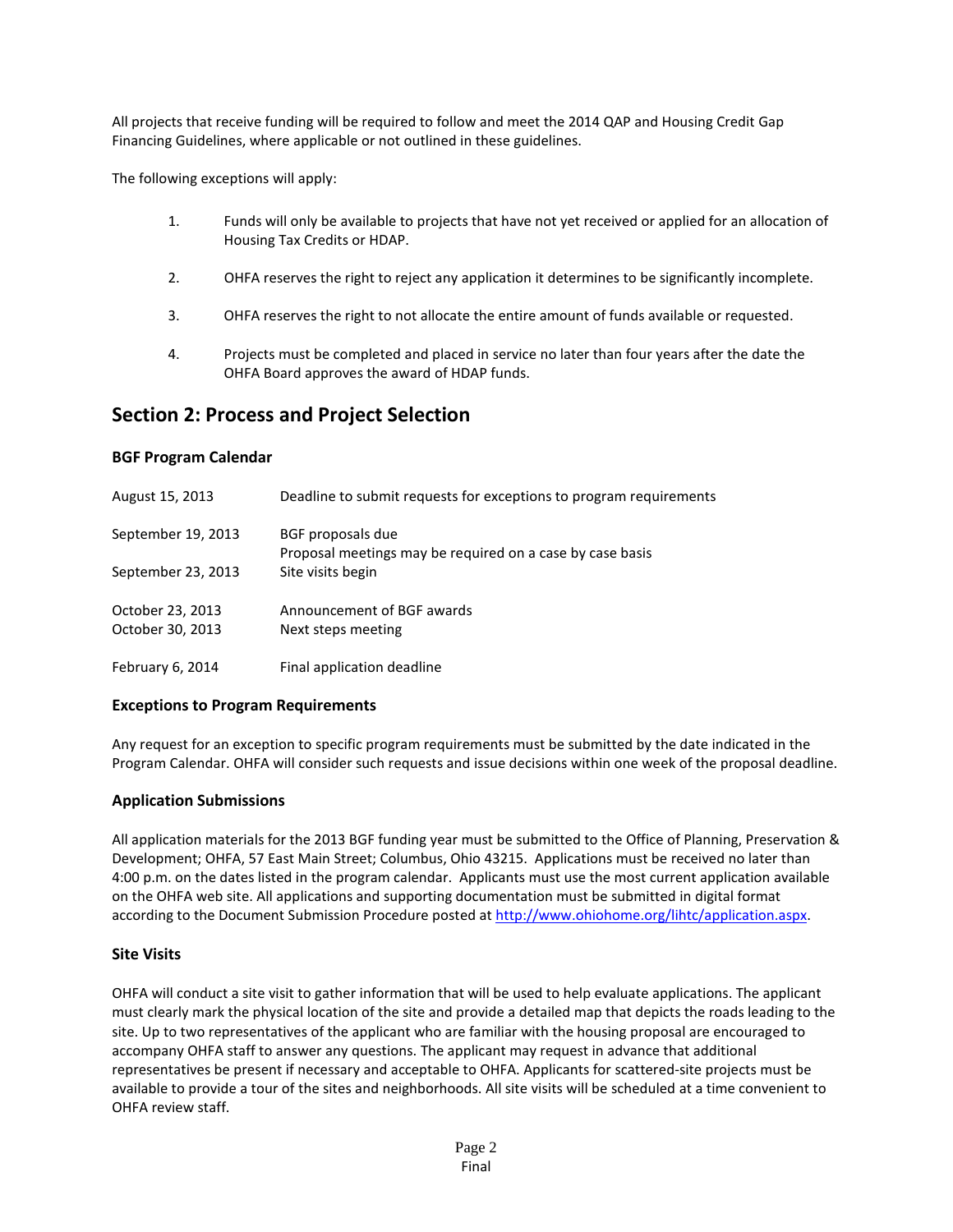All projects that receive funding will be required to follow and meet the 2014 QAP and Housing Credit Gap Financing Guidelines, where applicable or not outlined in these guidelines.

The following exceptions will apply:

1. Funds will only be available to projects that have not yet received or applied for an allocation of Housing Tax Credits or HDAP.
2. OHFA reserves the right to reject any application it determines to be significantly incomplete.
3. OHFA reserves the right to not allocate the entire amount of funds available or requested.
4. Projects must be completed and placed in service no later than four years after the date the OHFA Board approves the award of HDAP funds.

## Section 2: Process and Project Selection

### BGF Program Calendar

| | |
|---|---|
| August 15, 2013 | Deadline to submit requests for exceptions to program requirements |
| September 19, 2013 | BGF proposals due<br>Proposal meetings may be required on a case by case basis |
| September 23, 2013 | Site visits begin |
| October 23, 2013 | Announcement of BGF awards |
| October 30, 2013 | Next steps meeting |
| February 6, 2014 | Final application deadline |

### Exceptions to Program Requirements

Any request for an exception to specific program requirements must be submitted by the date indicated in the Program Calendar. OHFA will consider such requests and issue decisions within one week of the proposal deadline.

### Application Submissions

All application materials for the 2013 BGF funding year must be submitted to the Office of Planning, Preservation & Development; OHFA, 57 East Main Street; Columbus, Ohio 43215. Applications must be received no later than 4:00 p.m. on the dates listed in the program calendar. Applicants must use the most current application available on the OHFA web site. All applications and supporting documentation must be submitted in digital format according to the Document Submission Procedure posted at http://www.ohiohome.org/lihtc/application.aspx.

### Site Visits

OHFA will conduct a site visit to gather information that will be used to help evaluate applications. The applicant must clearly mark the physical location of the site and provide a detailed map that depicts the roads leading to the site. Up to two representatives of the applicant who are familiar with the housing proposal are encouraged to accompany OHFA staff to answer any questions. The applicant may request in advance that additional representatives be present if necessary and acceptable to OHFA. Applicants for scattered-site projects must be available to provide a tour of the sites and neighborhoods. All site visits will be scheduled at a time convenient to OHFA review staff.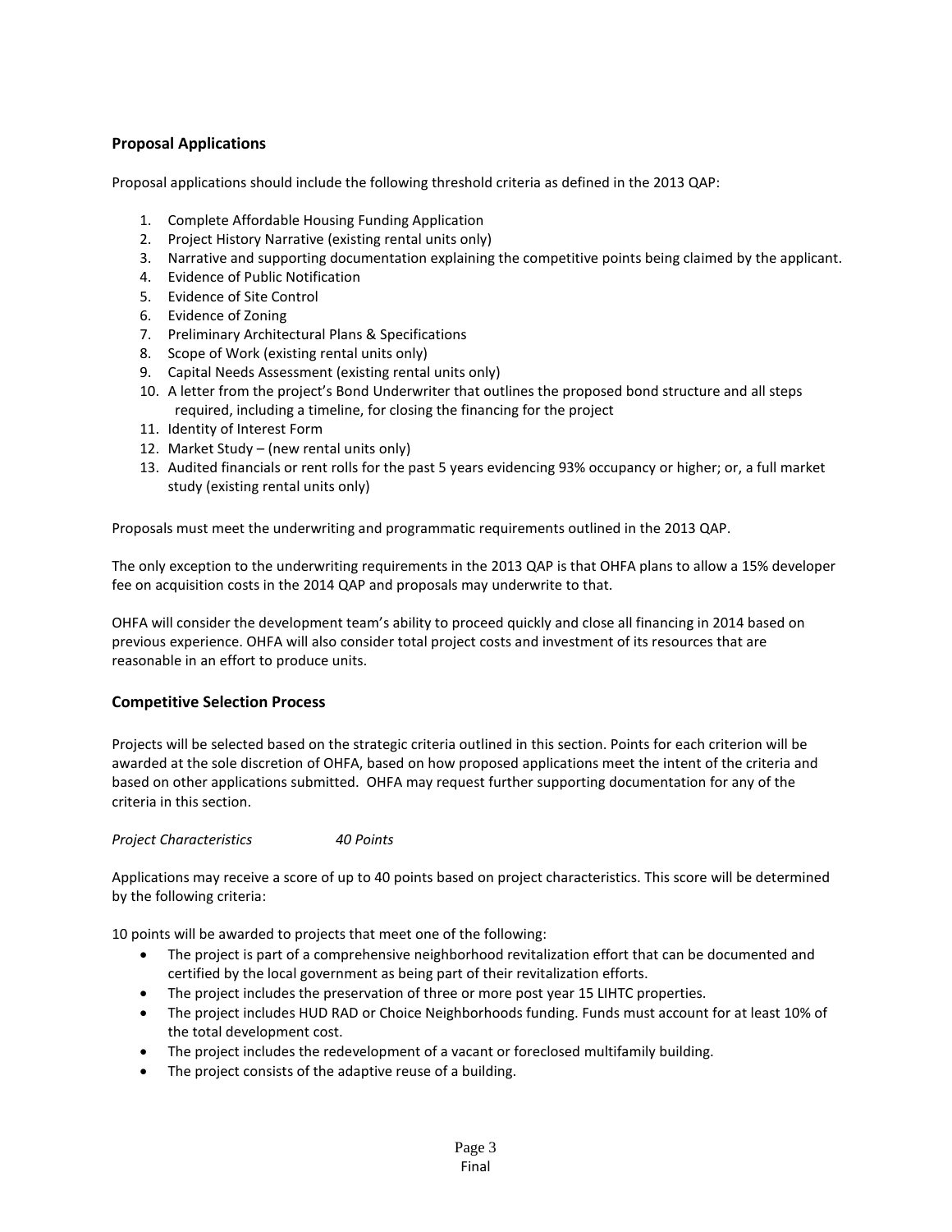## Proposal Applications

Proposal applications should include the following threshold criteria as defined in the 2013 QAP:

1. Complete Affordable Housing Funding Application
2. Project History Narrative (existing rental units only)
3. Narrative and supporting documentation explaining the competitive points being claimed by the applicant.
4. Evidence of Public Notification
5. Evidence of Site Control
6. Evidence of Zoning
7. Preliminary Architectural Plans & Specifications
8. Scope of Work (existing rental units only)
9. Capital Needs Assessment (existing rental units only)
10. A letter from the project's Bond Underwriter that outlines the proposed bond structure and all steps required, including a timeline, for closing the financing for the project
11. Identity of Interest Form
12. Market Study – (new rental units only)
13. Audited financials or rent rolls for the past 5 years evidencing 93% occupancy or higher; or, a full market study (existing rental units only)

Proposals must meet the underwriting and programmatic requirements outlined in the 2013 QAP.

The only exception to the underwriting requirements in the 2013 QAP is that OHFA plans to allow a 15% developer fee on acquisition costs in the 2014 QAP and proposals may underwrite to that.

OHFA will consider the development team's ability to proceed quickly and close all financing in 2014 based on previous experience. OHFA will also consider total project costs and investment of its resources that are reasonable in an effort to produce units.

## Competitive Selection Process

Projects will be selected based on the strategic criteria outlined in this section. Points for each criterion will be awarded at the sole discretion of OHFA, based on how proposed applications meet the intent of the criteria and based on other applications submitted. OHFA may request further supporting documentation for any of the criteria in this section.

*Project Characteristics 40 Points*

Applications may receive a score of up to 40 points based on project characteristics. This score will be determined by the following criteria:

10 points will be awarded to projects that meet one of the following:

- The project is part of a comprehensive neighborhood revitalization effort that can be documented and certified by the local government as being part of their revitalization efforts.
- The project includes the preservation of three or more post year 15 LIHTC properties.
- The project includes HUD RAD or Choice Neighborhoods funding. Funds must account for at least 10% of the total development cost.
- The project includes the redevelopment of a vacant or foreclosed multifamily building.
- The project consists of the adaptive reuse of a building.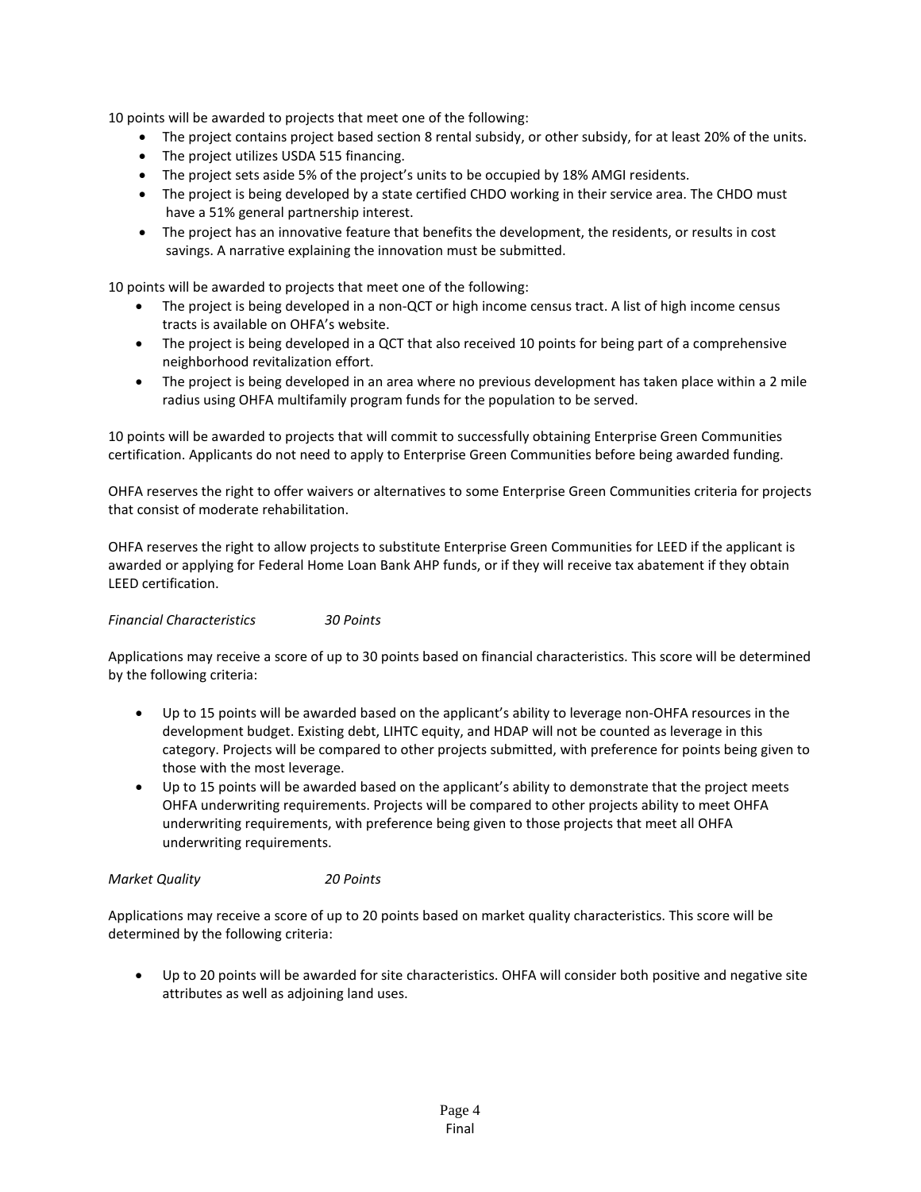10 points will be awarded to projects that meet one of the following:

- The project contains project based section 8 rental subsidy, or other subsidy, for at least 20% of the units.
- The project utilizes USDA 515 financing.
- The project sets aside 5% of the project's units to be occupied by 18% AMGI residents.
- The project is being developed by a state certified CHDO working in their service area. The CHDO must have a 51% general partnership interest.
- The project has an innovative feature that benefits the development, the residents, or results in cost savings. A narrative explaining the innovation must be submitted.

10 points will be awarded to projects that meet one of the following:

- The project is being developed in a non-QCT or high income census tract. A list of high income census tracts is available on OHFA's website.
- The project is being developed in a QCT that also received 10 points for being part of a comprehensive neighborhood revitalization effort.
- The project is being developed in an area where no previous development has taken place within a 2 mile radius using OHFA multifamily program funds for the population to be served.

10 points will be awarded to projects that will commit to successfully obtaining Enterprise Green Communities certification. Applicants do not need to apply to Enterprise Green Communities before being awarded funding.

OHFA reserves the right to offer waivers or alternatives to some Enterprise Green Communities criteria for projects that consist of moderate rehabilitation.

OHFA reserves the right to allow projects to substitute Enterprise Green Communities for LEED if the applicant is awarded or applying for Federal Home Loan Bank AHP funds, or if they will receive tax abatement if they obtain LEED certification.

*Financial Characteristics 30 Points*

Applications may receive a score of up to 30 points based on financial characteristics. This score will be determined by the following criteria:

- Up to 15 points will be awarded based on the applicant's ability to leverage non-OHFA resources in the development budget. Existing debt, LIHTC equity, and HDAP will not be counted as leverage in this category. Projects will be compared to other projects submitted, with preference for points being given to those with the most leverage.
- Up to 15 points will be awarded based on the applicant's ability to demonstrate that the project meets OHFA underwriting requirements. Projects will be compared to other projects ability to meet OHFA underwriting requirements, with preference being given to those projects that meet all OHFA underwriting requirements.

*Market Quality 20 Points*

Applications may receive a score of up to 20 points based on market quality characteristics. This score will be determined by the following criteria:

- Up to 20 points will be awarded for site characteristics. OHFA will consider both positive and negative site attributes as well as adjoining land uses.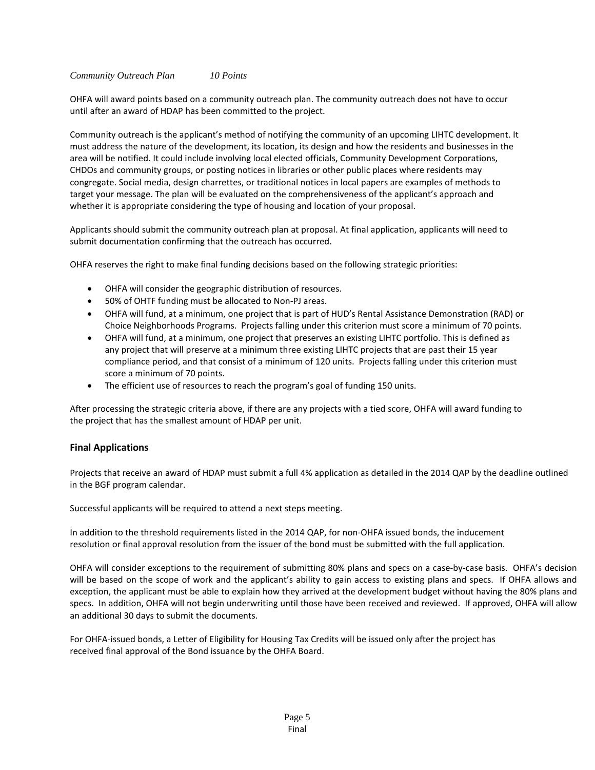*Community Outreach Plan 10 Points*

OHFA will award points based on a community outreach plan. The community outreach does not have to occur until after an award of HDAP has been committed to the project.

Community outreach is the applicant's method of notifying the community of an upcoming LIHTC development. It must address the nature of the development, its location, its design and how the residents and businesses in the area will be notified. It could include involving local elected officials, Community Development Corporations, CHDOs and community groups, or posting notices in libraries or other public places where residents may congregate. Social media, design charrettes, or traditional notices in local papers are examples of methods to target your message. The plan will be evaluated on the comprehensiveness of the applicant's approach and whether it is appropriate considering the type of housing and location of your proposal.

Applicants should submit the community outreach plan at proposal. At final application, applicants will need to submit documentation confirming that the outreach has occurred.

OHFA reserves the right to make final funding decisions based on the following strategic priorities:

- OHFA will consider the geographic distribution of resources.
- 50% of OHTF funding must be allocated to Non-PJ areas.
- OHFA will fund, at a minimum, one project that is part of HUD's Rental Assistance Demonstration (RAD) or Choice Neighborhoods Programs. Projects falling under this criterion must score a minimum of 70 points.
- OHFA will fund, at a minimum, one project that preserves an existing LIHTC portfolio. This is defined as any project that will preserve at a minimum three existing LIHTC projects that are past their 15 year compliance period, and that consist of a minimum of 120 units. Projects falling under this criterion must score a minimum of 70 points.
- The efficient use of resources to reach the program's goal of funding 150 units.

After processing the strategic criteria above, if there are any projects with a tied score, OHFA will award funding to the project that has the smallest amount of HDAP per unit.

### Final Applications

Projects that receive an award of HDAP must submit a full 4% application as detailed in the 2014 QAP by the deadline outlined in the BGF program calendar.

Successful applicants will be required to attend a next steps meeting.

In addition to the threshold requirements listed in the 2014 QAP, for non-OHFA issued bonds, the inducement resolution or final approval resolution from the issuer of the bond must be submitted with the full application.

OHFA will consider exceptions to the requirement of submitting 80% plans and specs on a case-by-case basis. OHFA's decision will be based on the scope of work and the applicant's ability to gain access to existing plans and specs. If OHFA allows and exception, the applicant must be able to explain how they arrived at the development budget without having the 80% plans and specs. In addition, OHFA will not begin underwriting until those have been received and reviewed. If approved, OHFA will allow an additional 30 days to submit the documents.

For OHFA-issued bonds, a Letter of Eligibility for Housing Tax Credits will be issued only after the project has received final approval of the Bond issuance by the OHFA Board.

Final